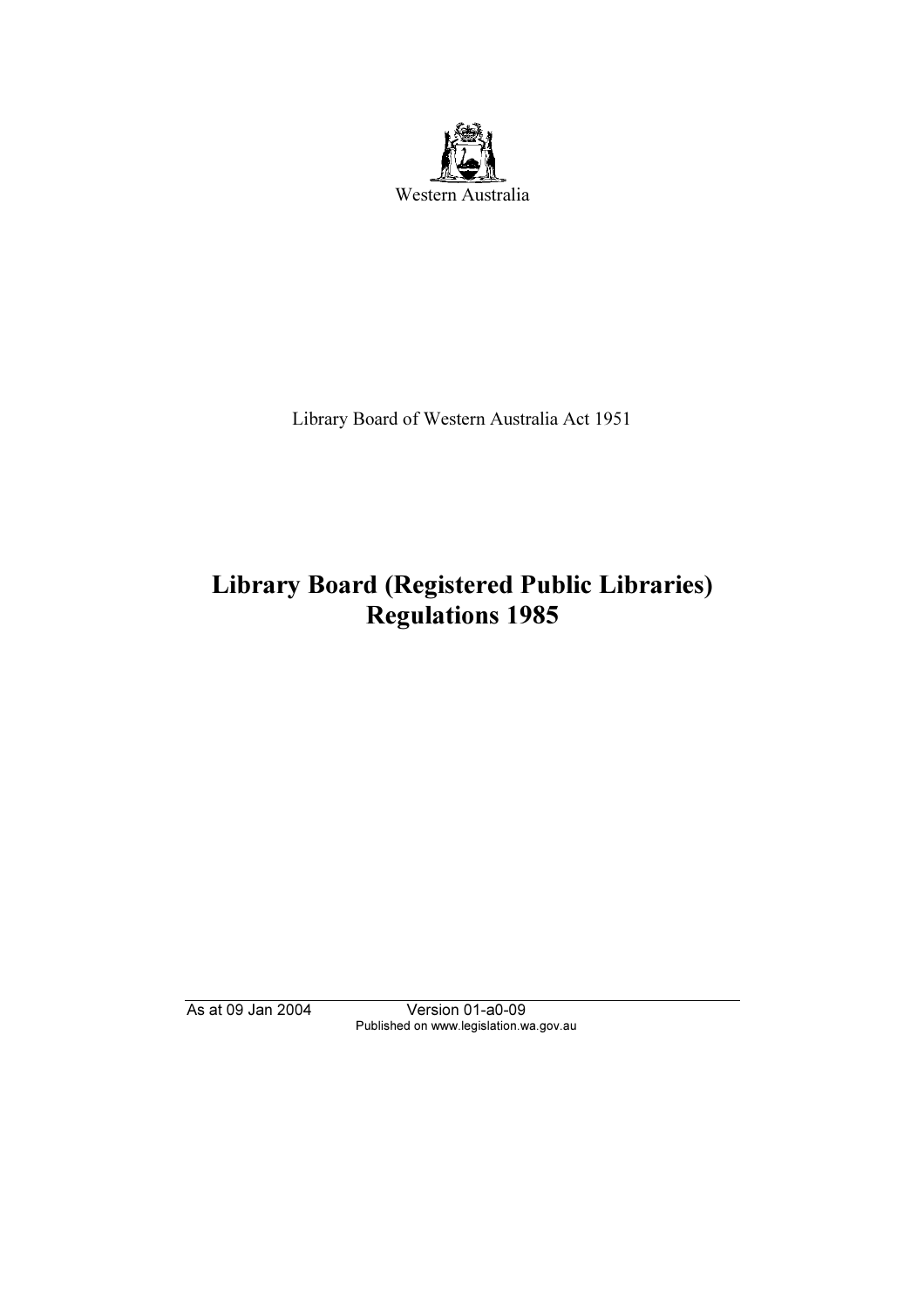Western Australia

Library Board of Western Australia Act 1951

# Library Board (Registered Public Libraries) Regulations 1985

As at 09 Jan 2004 Version 01-a0-09
Published on www.legislation.wa.gov.au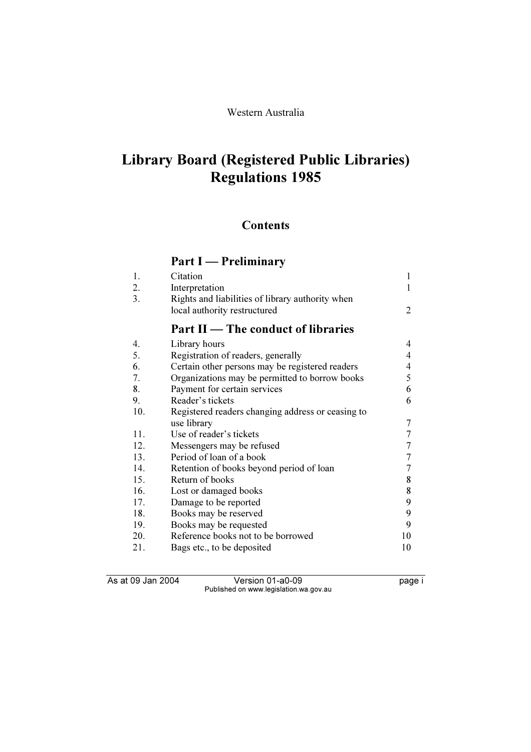Western Australia

# Library Board (Registered Public Libraries) Regulations 1985

## Contents

### Part I — Preliminary

| | | |
|---|---|---|
| 1. | Citation | 1 |
| 2. | Interpretation | 1 |
| 3. | Rights and liabilities of library authority when local authority restructured | 2 |

### Part II — The conduct of libraries

| | | |
|---|---|---|
| 4. | Library hours | 4 |
| 5. | Registration of readers, generally | 4 |
| 6. | Certain other persons may be registered readers | 4 |
| 7. | Organizations may be permitted to borrow books | 5 |
| 8. | Payment for certain services | 6 |
| 9. | Reader's tickets | 6 |
| 10. | Registered readers changing address or ceasing to use library | 7 |
| 11. | Use of reader's tickets | 7 |
| 12. | Messengers may be refused | 7 |
| 13. | Period of loan of a book | 7 |
| 14. | Retention of books beyond period of loan | 7 |
| 15. | Return of books | 8 |
| 16. | Lost or damaged books | 8 |
| 17. | Damage to be reported | 9 |
| 18. | Books may be reserved | 9 |
| 19. | Books may be requested | 9 |
| 20. | Reference books not to be borrowed | 10 |
| 21. | Bags etc., to be deposited | 10 |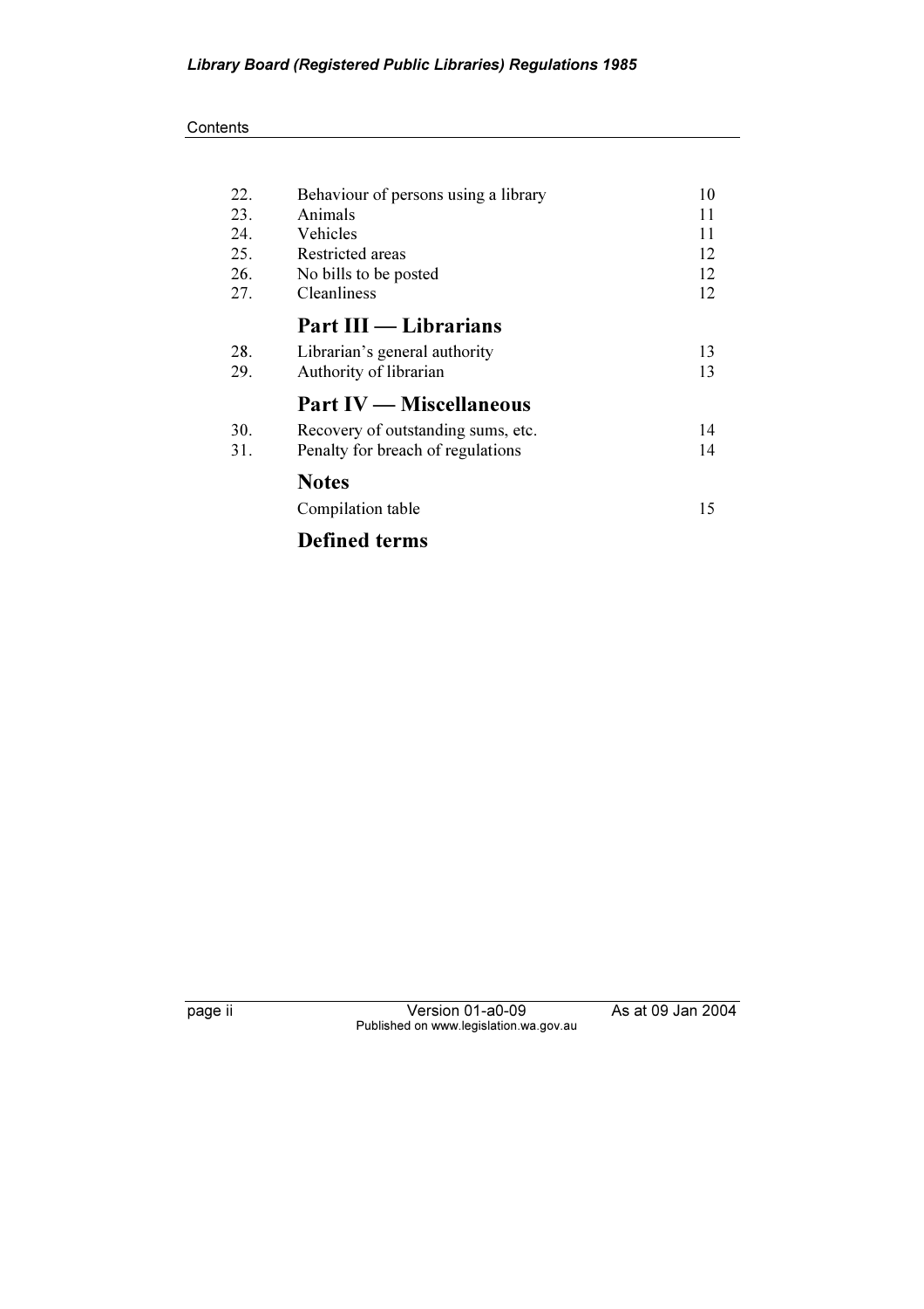| | | |
|---|---|---|
| 22. | Behaviour of persons using a library | 10 |
| 23. | Animals | 11 |
| 24. | Vehicles | 11 |
| 25. | Restricted areas | 12 |
| 26. | No bills to be posted | 12 |
| 27. | Cleanliness | 12 |

## Part III — Librarians

| | | |
|---|---|---|
| 28. | Librarian's general authority | 13 |
| 29. | Authority of librarian | 13 |

## Part IV — Miscellaneous

| | | |
|---|---|---|
| 30. | Recovery of outstanding sums, etc. | 14 |
| 31. | Penalty for breach of regulations | 14 |

## Notes

Compilation table 15

## Defined terms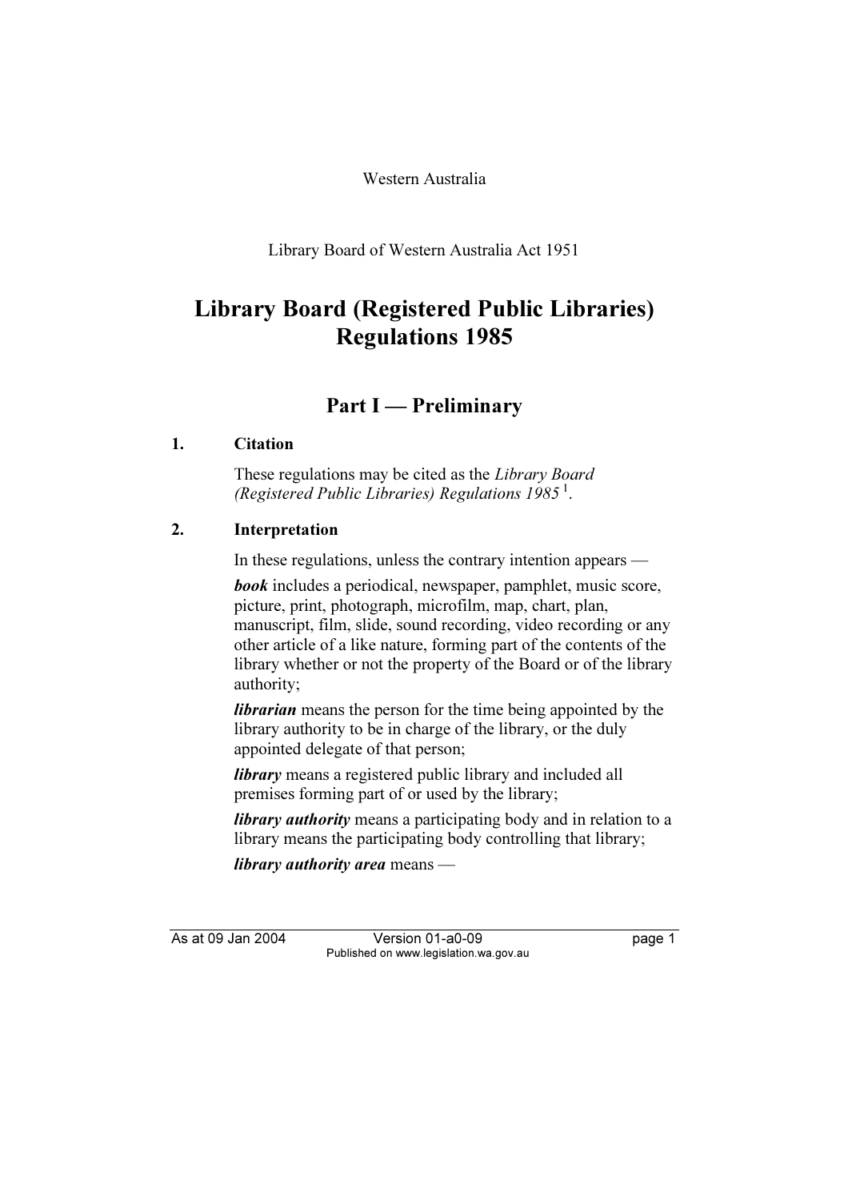Western Australia

Library Board of Western Australia Act 1951

# Library Board (Registered Public Libraries) Regulations 1985

## Part I — Preliminary

### 1. Citation

These regulations may be cited as the *Library Board (Registered Public Libraries) Regulations 1985* [1].

### 2. Interpretation

In these regulations, unless the contrary intention appears —

***book*** includes a periodical, newspaper, pamphlet, music score, picture, print, photograph, microfilm, map, chart, plan, manuscript, film, slide, sound recording, video recording or any other article of a like nature, forming part of the contents of the library whether or not the property of the Board or of the library authority;

***librarian*** means the person for the time being appointed by the library authority to be in charge of the library, or the duly appointed delegate of that person;

***library*** means a registered public library and included all premises forming part of or used by the library;

***library authority*** means a participating body and in relation to a library means the participating body controlling that library;

***library authority area*** means —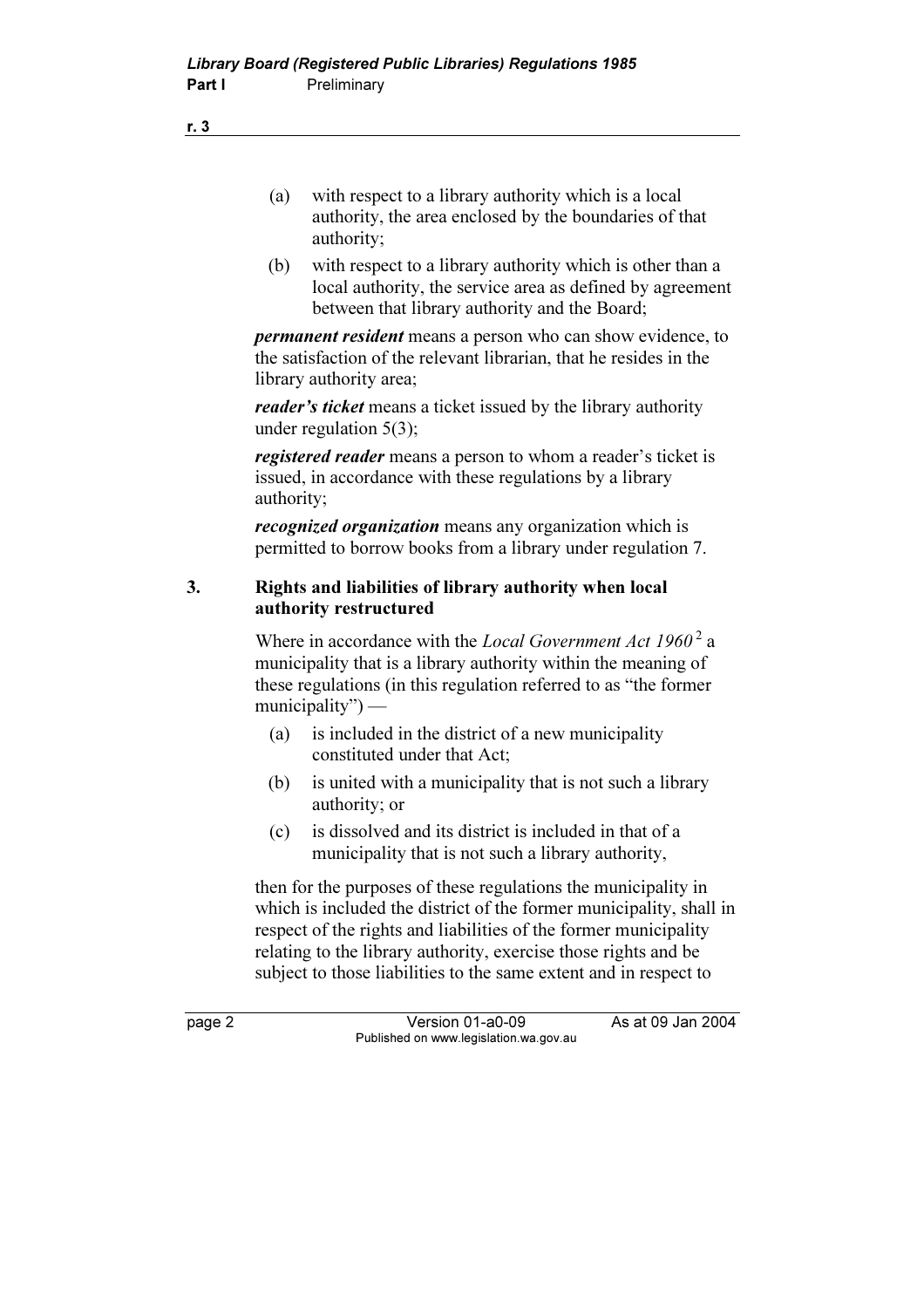(a) with respect to a library authority which is a local authority, the area enclosed by the boundaries of that authority;

(b) with respect to a library authority which is other than a local authority, the service area as defined by agreement between that library authority and the Board;

***permanent resident*** means a person who can show evidence, to the satisfaction of the relevant librarian, that he resides in the library authority area;

***reader's ticket*** means a ticket issued by the library authority under regulation 5(3);

***registered reader*** means a person to whom a reader's ticket is issued, in accordance with these regulations by a library authority;

***recognized organization*** means any organization which is permitted to borrow books from a library under regulation 7.

## 3. Rights and liabilities of library authority when local authority restructured

Where in accordance with the *Local Government Act 1960* [2] a municipality that is a library authority within the meaning of these regulations (in this regulation referred to as "the former municipality") —

(a) is included in the district of a new municipality constituted under that Act;

(b) is united with a municipality that is not such a library authority; or

(c) is dissolved and its district is included in that of a municipality that is not such a library authority,

then for the purposes of these regulations the municipality in which is included the district of the former municipality, shall in respect of the rights and liabilities of the former municipality relating to the library authority, exercise those rights and be subject to those liabilities to the same extent and in respect to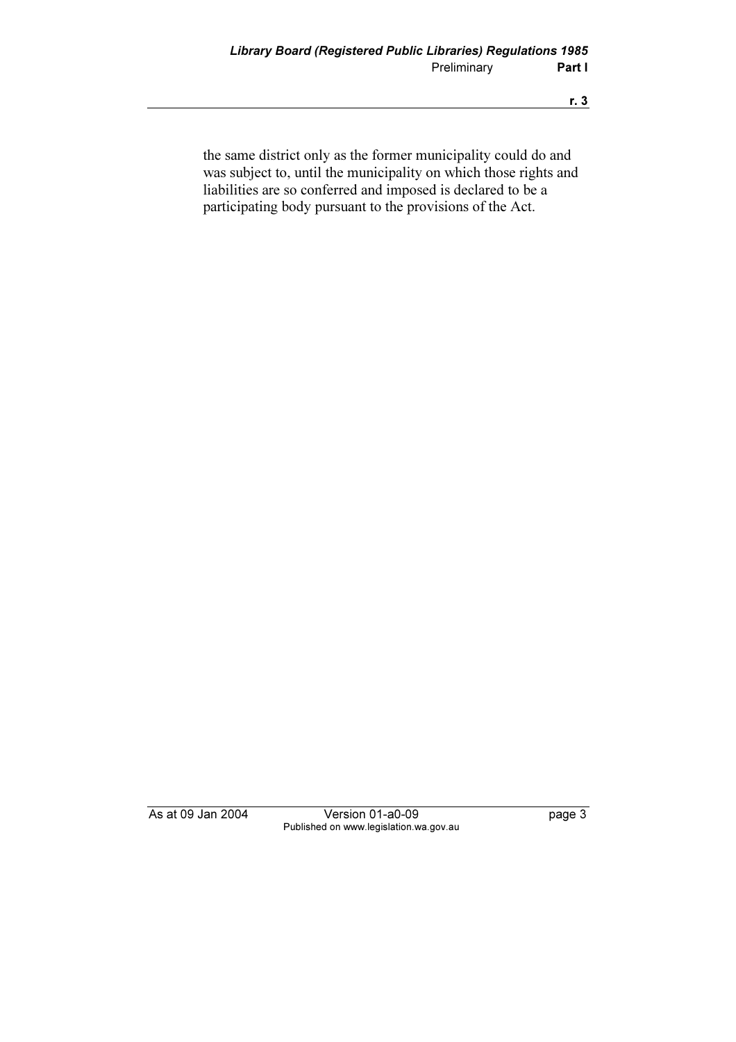the same district only as the former municipality could do and was subject to, until the municipality on which those rights and liabilities are so conferred and imposed is declared to be a participating body pursuant to the provisions of the Act.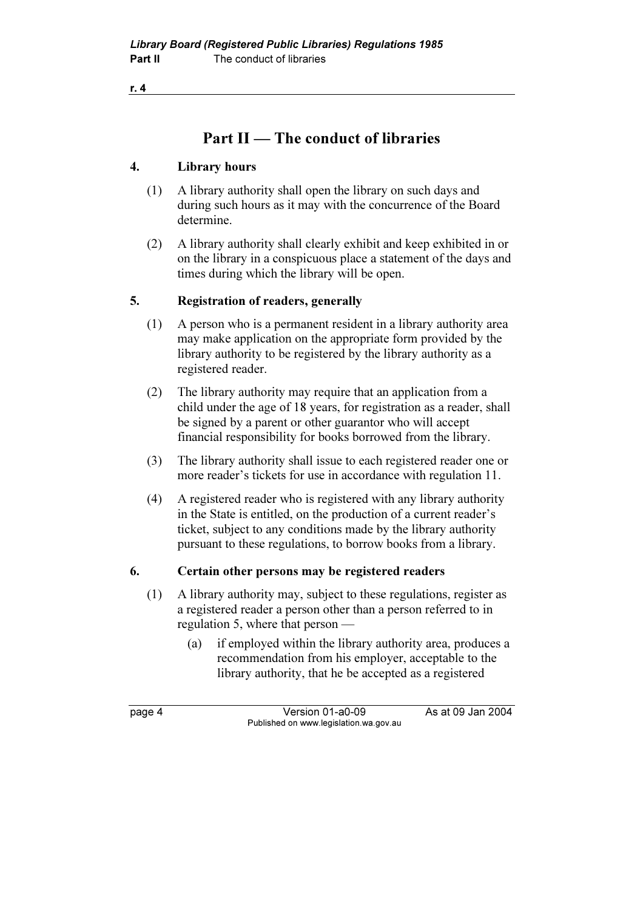# Part II — The conduct of libraries

### 4. Library hours

(1) A library authority shall open the library on such days and during such hours as it may with the concurrence of the Board determine.

(2) A library authority shall clearly exhibit and keep exhibited in or on the library in a conspicuous place a statement of the days and times during which the library will be open.

### 5. Registration of readers, generally

(1) A person who is a permanent resident in a library authority area may make application on the appropriate form provided by the library authority to be registered by the library authority as a registered reader.

(2) The library authority may require that an application from a child under the age of 18 years, for registration as a reader, shall be signed by a parent or other guarantor who will accept financial responsibility for books borrowed from the library.

(3) The library authority shall issue to each registered reader one or more reader's tickets for use in accordance with regulation 11.

(4) A registered reader who is registered with any library authority in the State is entitled, on the production of a current reader's ticket, subject to any conditions made by the library authority pursuant to these regulations, to borrow books from a library.

### 6. Certain other persons may be registered readers

(1) A library authority may, subject to these regulations, register as a registered reader a person other than a person referred to in regulation 5, where that person —

(a) if employed within the library authority area, produces a recommendation from his employer, acceptable to the library authority, that he be accepted as a registered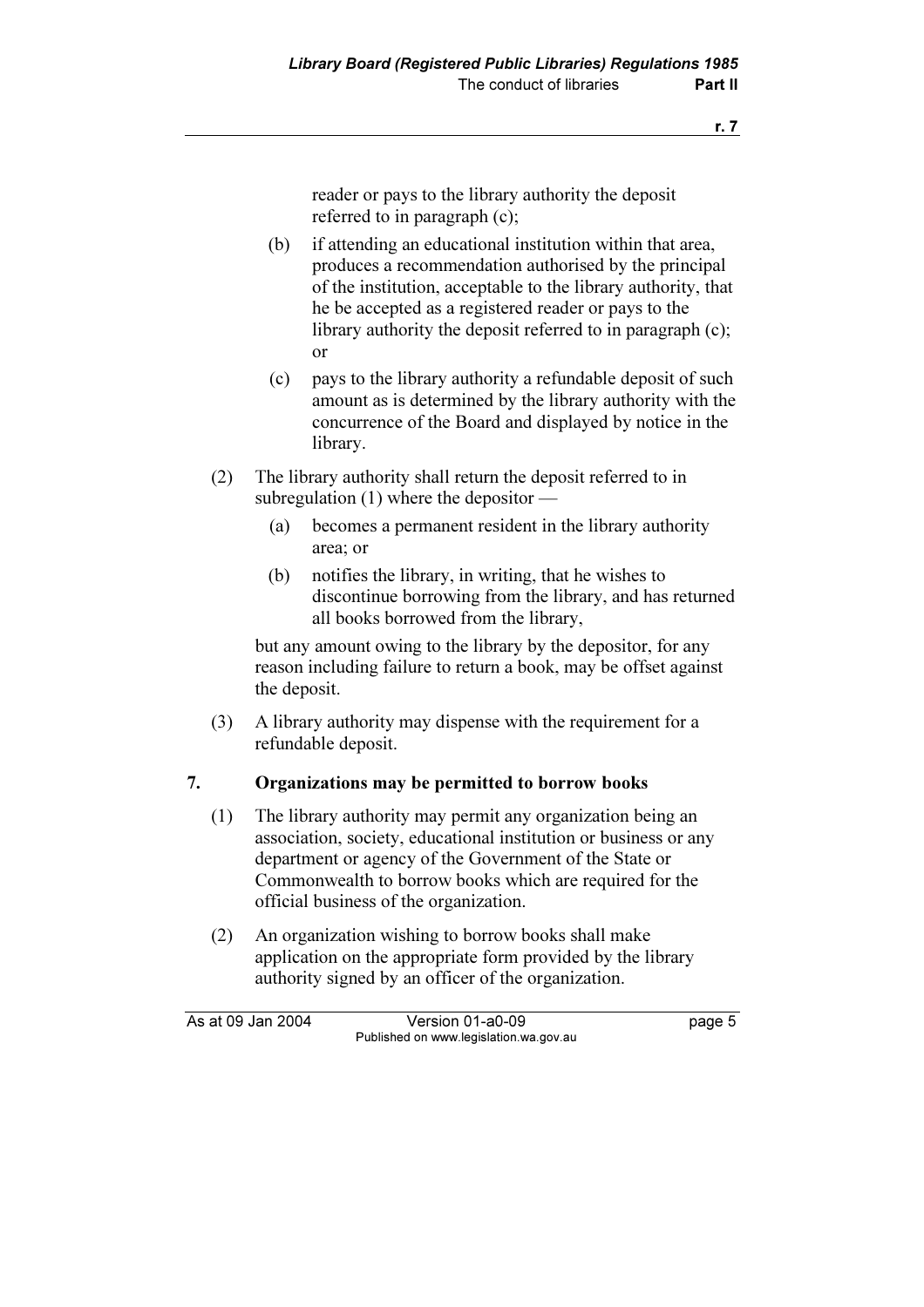reader or pays to the library authority the deposit referred to in paragraph (c);

(b) if attending an educational institution within that area, produces a recommendation authorised by the principal of the institution, acceptable to the library authority, that he be accepted as a registered reader or pays to the library authority the deposit referred to in paragraph (c); or

(c) pays to the library authority a refundable deposit of such amount as is determined by the library authority with the concurrence of the Board and displayed by notice in the library.

(2) The library authority shall return the deposit referred to in subregulation (1) where the depositor —

(a) becomes a permanent resident in the library authority area; or

(b) notifies the library, in writing, that he wishes to discontinue borrowing from the library, and has returned all books borrowed from the library,

but any amount owing to the library by the depositor, for any reason including failure to return a book, may be offset against the deposit.

(3) A library authority may dispense with the requirement for a refundable deposit.

## 7. Organizations may be permitted to borrow books

(1) The library authority may permit any organization being an association, society, educational institution or business or any department or agency of the Government of the State or Commonwealth to borrow books which are required for the official business of the organization.

(2) An organization wishing to borrow books shall make application on the appropriate form provided by the library authority signed by an officer of the organization.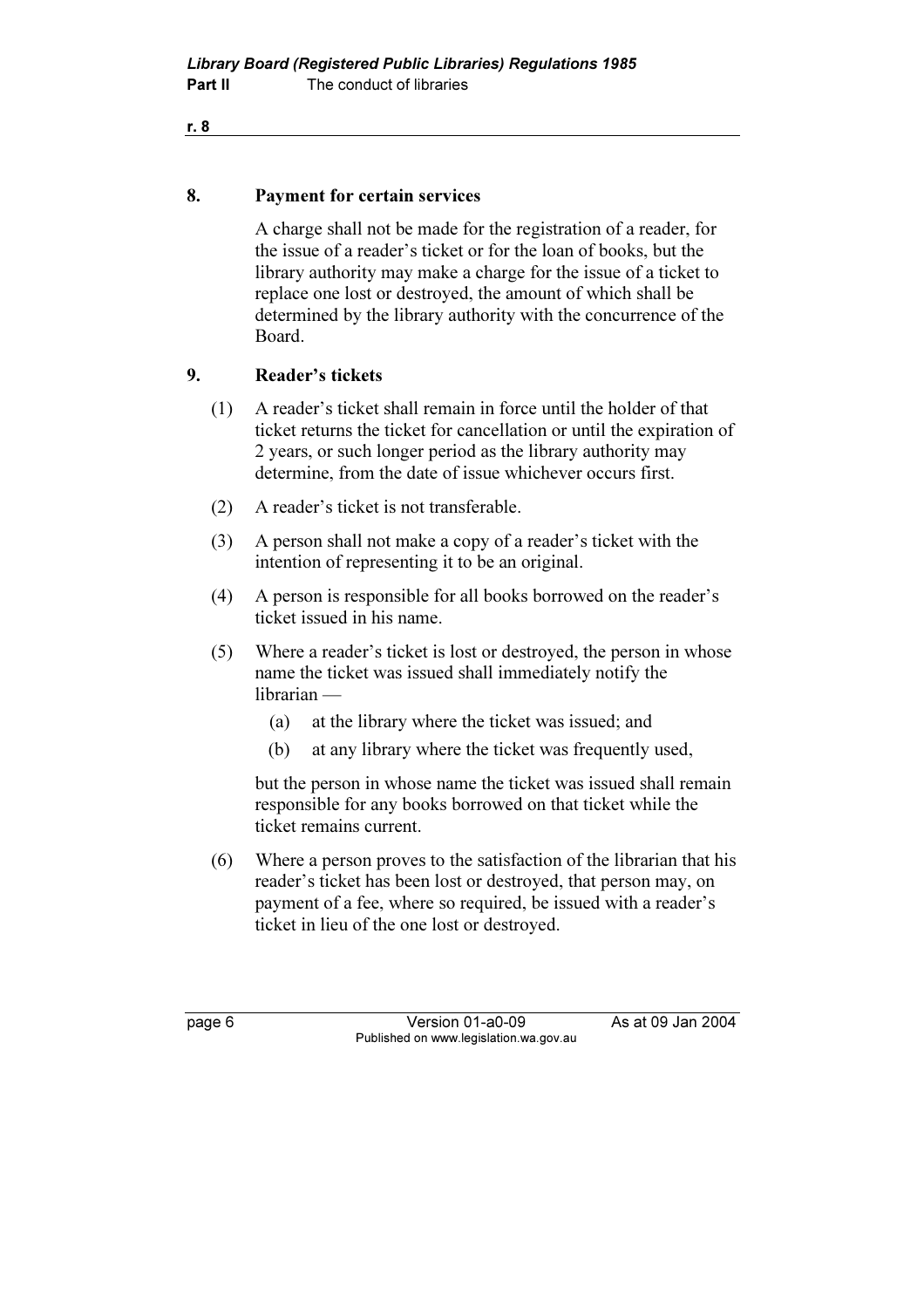## 8. Payment for certain services

A charge shall not be made for the registration of a reader, for the issue of a reader's ticket or for the loan of books, but the library authority may make a charge for the issue of a ticket to replace one lost or destroyed, the amount of which shall be determined by the library authority with the concurrence of the Board.

## 9. Reader's tickets

(1) A reader's ticket shall remain in force until the holder of that ticket returns the ticket for cancellation or until the expiration of 2 years, or such longer period as the library authority may determine, from the date of issue whichever occurs first.

(2) A reader's ticket is not transferable.

(3) A person shall not make a copy of a reader's ticket with the intention of representing it to be an original.

(4) A person is responsible for all books borrowed on the reader's ticket issued in his name.

(5) Where a reader's ticket is lost or destroyed, the person in whose name the ticket was issued shall immediately notify the librarian —

- (a) at the library where the ticket was issued; and
- (b) at any library where the ticket was frequently used,

but the person in whose name the ticket was issued shall remain responsible for any books borrowed on that ticket while the ticket remains current.

(6) Where a person proves to the satisfaction of the librarian that his reader's ticket has been lost or destroyed, that person may, on payment of a fee, where so required, be issued with a reader's ticket in lieu of the one lost or destroyed.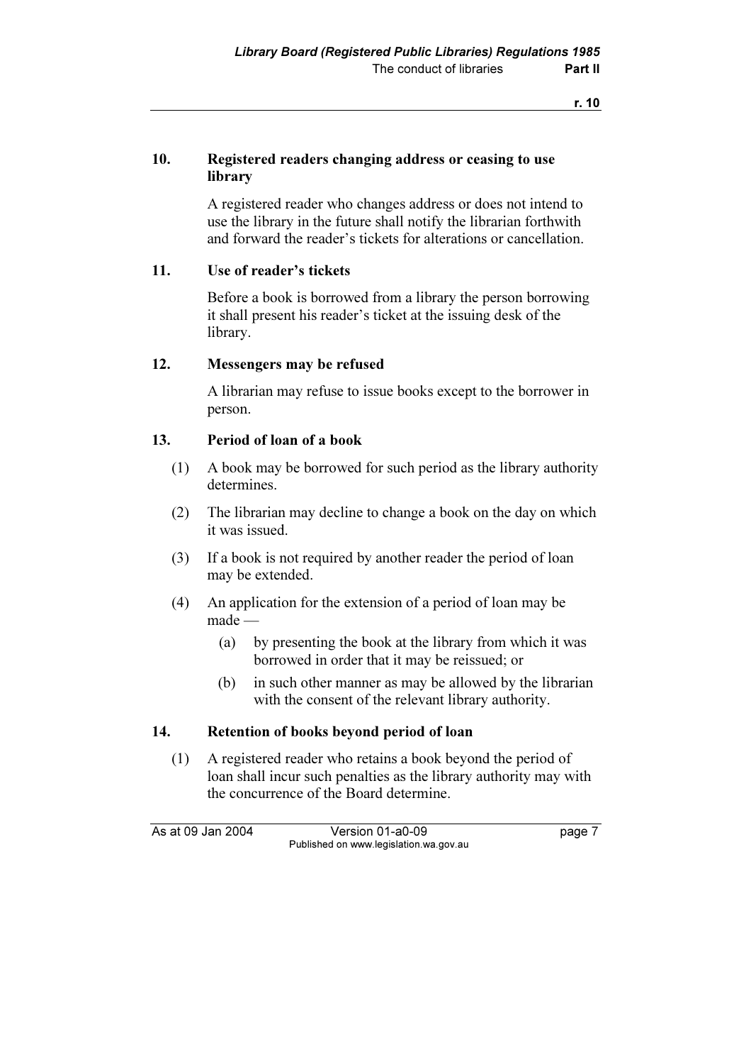## 10. Registered readers changing address or ceasing to use library

A registered reader who changes address or does not intend to use the library in the future shall notify the librarian forthwith and forward the reader's tickets for alterations or cancellation.

## 11. Use of reader's tickets

Before a book is borrowed from a library the person borrowing it shall present his reader's ticket at the issuing desk of the library.

## 12. Messengers may be refused

A librarian may refuse to issue books except to the borrower in person.

## 13. Period of loan of a book

(1) A book may be borrowed for such period as the library authority determines.

(2) The librarian may decline to change a book on the day on which it was issued.

(3) If a book is not required by another reader the period of loan may be extended.

(4) An application for the extension of a period of loan may be made —

- (a) by presenting the book at the library from which it was borrowed in order that it may be reissued; or
- (b) in such other manner as may be allowed by the librarian with the consent of the relevant library authority.

## 14. Retention of books beyond period of loan

(1) A registered reader who retains a book beyond the period of loan shall incur such penalties as the library authority may with the concurrence of the Board determine.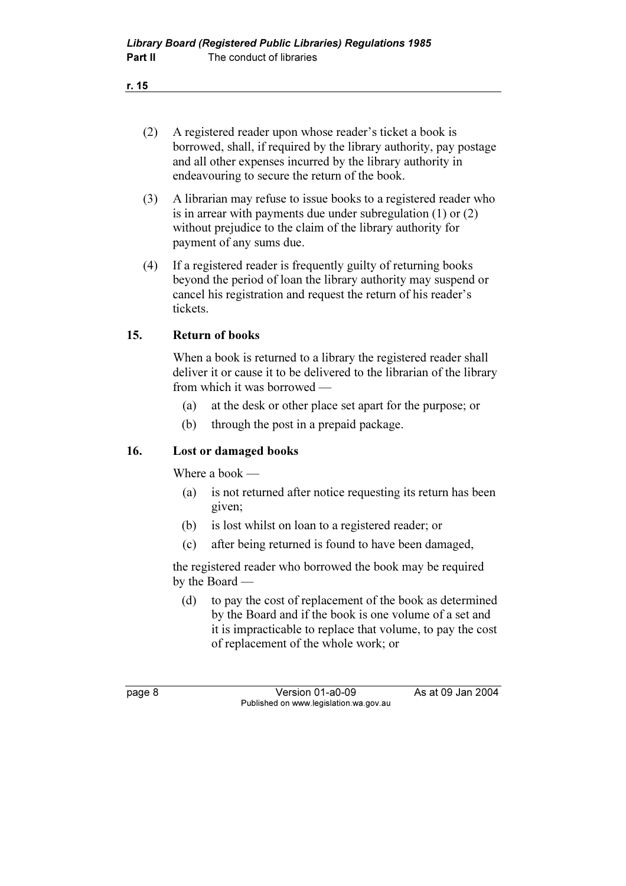(2) A registered reader upon whose reader's ticket a book is borrowed, shall, if required by the library authority, pay postage and all other expenses incurred by the library authority in endeavouring to secure the return of the book.

(3) A librarian may refuse to issue books to a registered reader who is in arrear with payments due under subregulation (1) or (2) without prejudice to the claim of the library authority for payment of any sums due.

(4) If a registered reader is frequently guilty of returning books beyond the period of loan the library authority may suspend or cancel his registration and request the return of his reader's tickets.

### 15. Return of books

When a book is returned to a library the registered reader shall deliver it or cause it to be delivered to the librarian of the library from which it was borrowed —

(a) at the desk or other place set apart for the purpose; or

(b) through the post in a prepaid package.

### 16. Lost or damaged books

Where a book —

(a) is not returned after notice requesting its return has been given;

(b) is lost whilst on loan to a registered reader; or

(c) after being returned is found to have been damaged,

the registered reader who borrowed the book may be required by the Board —

(d) to pay the cost of replacement of the book as determined by the Board and if the book is one volume of a set and it is impracticable to replace that volume, to pay the cost of replacement of the whole work; or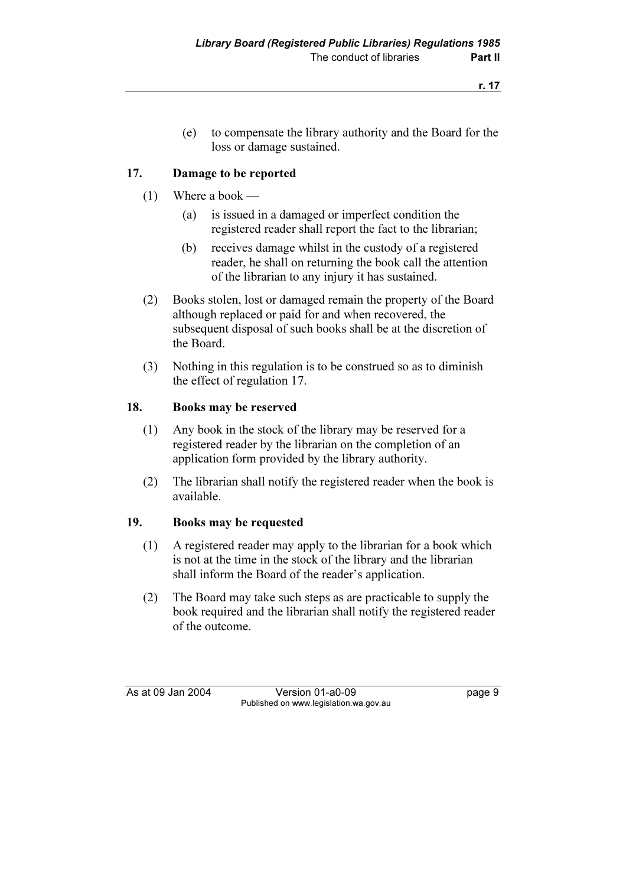(e) to compensate the library authority and the Board for the loss or damage sustained.

## 17. Damage to be reported

(1) Where a book —

(a) is issued in a damaged or imperfect condition the registered reader shall report the fact to the librarian;

(b) receives damage whilst in the custody of a registered reader, he shall on returning the book call the attention of the librarian to any injury it has sustained.

(2) Books stolen, lost or damaged remain the property of the Board although replaced or paid for and when recovered, the subsequent disposal of such books shall be at the discretion of the Board.

(3) Nothing in this regulation is to be construed so as to diminish the effect of regulation 17.

## 18. Books may be reserved

(1) Any book in the stock of the library may be reserved for a registered reader by the librarian on the completion of an application form provided by the library authority.

(2) The librarian shall notify the registered reader when the book is available.

## 19. Books may be requested

(1) A registered reader may apply to the librarian for a book which is not at the time in the stock of the library and the librarian shall inform the Board of the reader's application.

(2) The Board may take such steps as are practicable to supply the book required and the librarian shall notify the registered reader of the outcome.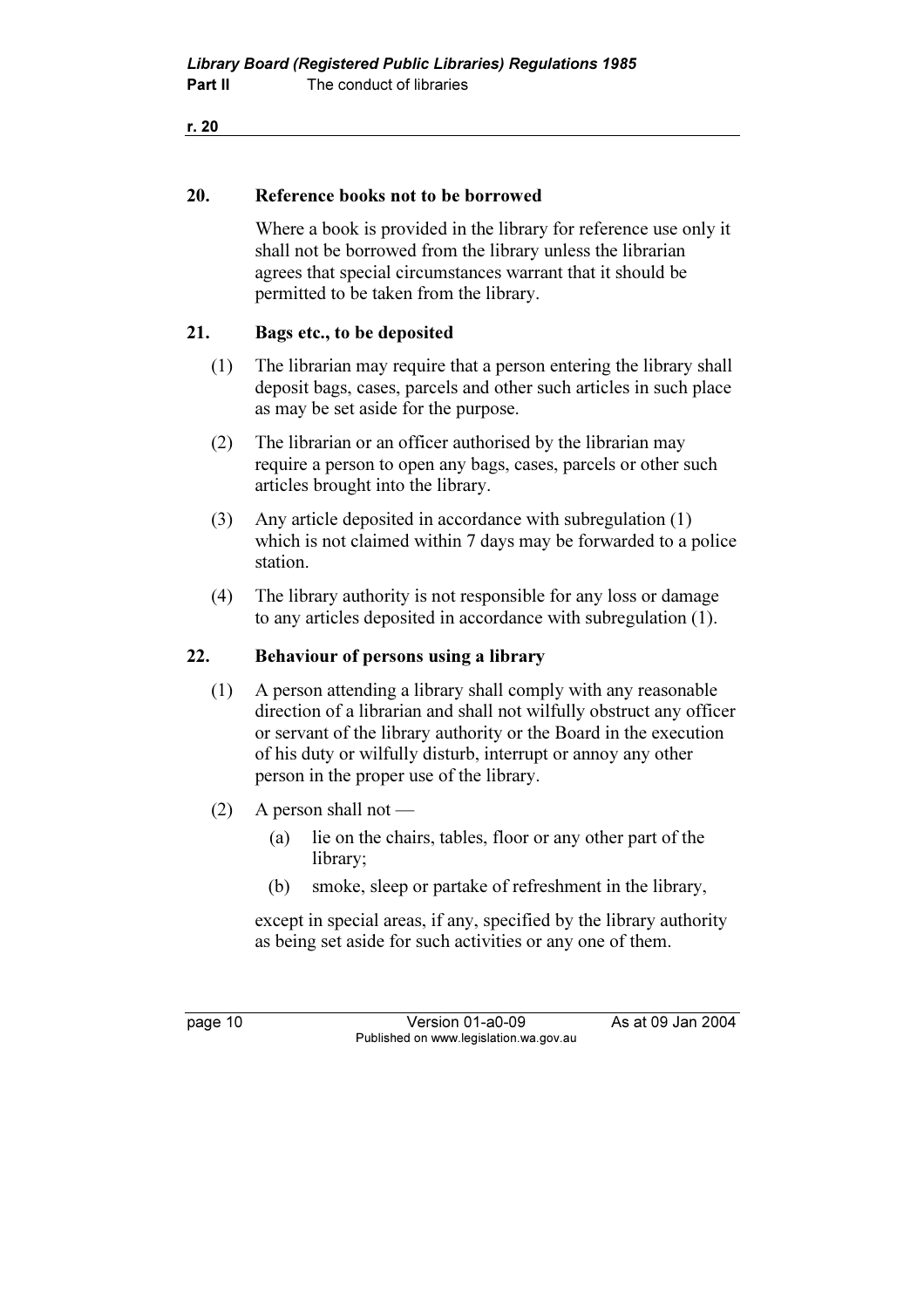## 20. Reference books not to be borrowed

Where a book is provided in the library for reference use only it shall not be borrowed from the library unless the librarian agrees that special circumstances warrant that it should be permitted to be taken from the library.

## 21. Bags etc., to be deposited

(1) The librarian may require that a person entering the library shall deposit bags, cases, parcels and other such articles in such place as may be set aside for the purpose.

(2) The librarian or an officer authorised by the librarian may require a person to open any bags, cases, parcels or other such articles brought into the library.

(3) Any article deposited in accordance with subregulation (1) which is not claimed within 7 days may be forwarded to a police station.

(4) The library authority is not responsible for any loss or damage to any articles deposited in accordance with subregulation (1).

## 22. Behaviour of persons using a library

(1) A person attending a library shall comply with any reasonable direction of a librarian and shall not wilfully obstruct any officer or servant of the library authority or the Board in the execution of his duty or wilfully disturb, interrupt or annoy any other person in the proper use of the library.

(2) A person shall not —

- (a) lie on the chairs, tables, floor or any other part of the library;
- (b) smoke, sleep or partake of refreshment in the library,

except in special areas, if any, specified by the library authority as being set aside for such activities or any one of them.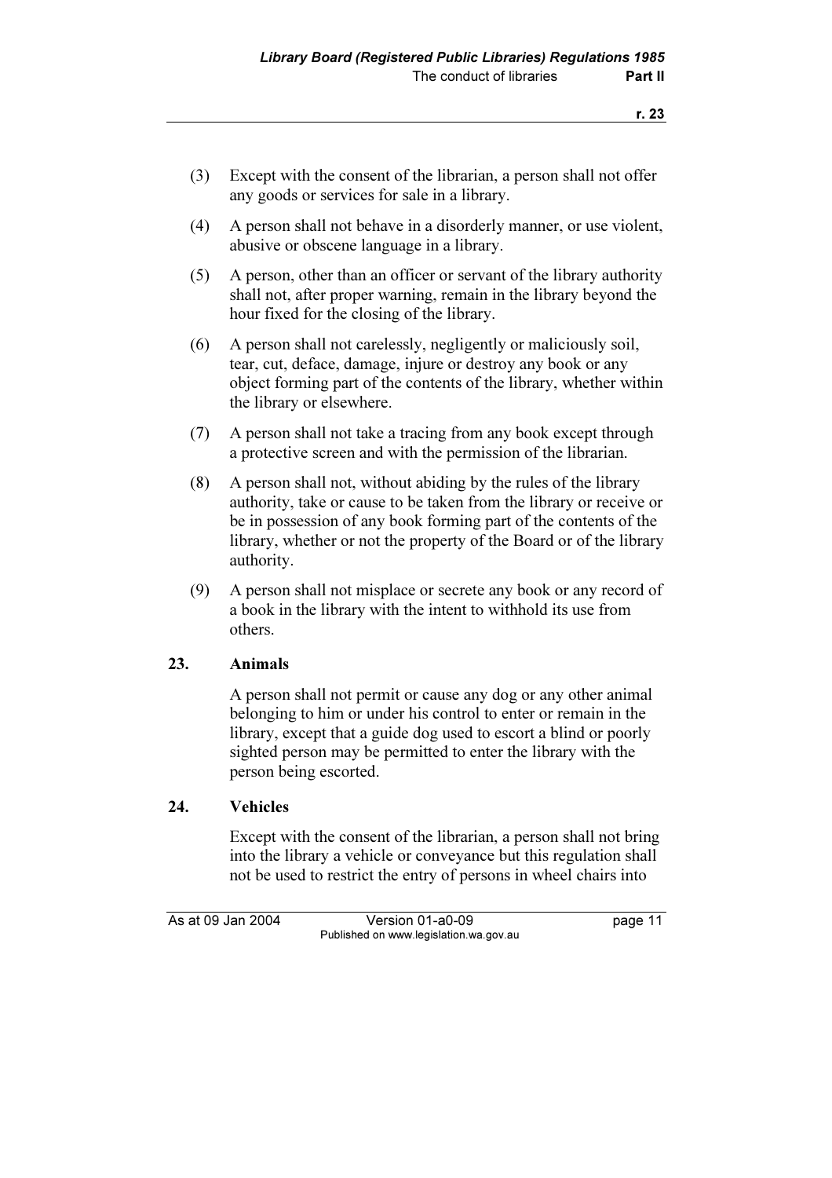(3) Except with the consent of the librarian, a person shall not offer any goods or services for sale in a library.

(4) A person shall not behave in a disorderly manner, or use violent, abusive or obscene language in a library.

(5) A person, other than an officer or servant of the library authority shall not, after proper warning, remain in the library beyond the hour fixed for the closing of the library.

(6) A person shall not carelessly, negligently or maliciously soil, tear, cut, deface, damage, injure or destroy any book or any object forming part of the contents of the library, whether within the library or elsewhere.

(7) A person shall not take a tracing from any book except through a protective screen and with the permission of the librarian.

(8) A person shall not, without abiding by the rules of the library authority, take or cause to be taken from the library or receive or be in possession of any book forming part of the contents of the library, whether or not the property of the Board or of the library authority.

(9) A person shall not misplace or secrete any book or any record of a book in the library with the intent to withhold its use from others.

### 23. Animals

A person shall not permit or cause any dog or any other animal belonging to him or under his control to enter or remain in the library, except that a guide dog used to escort a blind or poorly sighted person may be permitted to enter the library with the person being escorted.

### 24. Vehicles

Except with the consent of the librarian, a person shall not bring into the library a vehicle or conveyance but this regulation shall not be used to restrict the entry of persons in wheel chairs into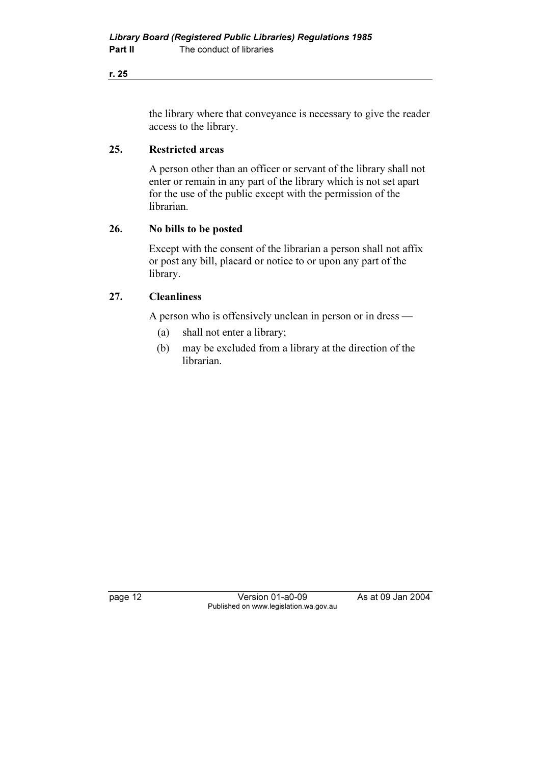the library where that conveyance is necessary to give the reader access to the library.

### 25. Restricted areas

A person other than an officer or servant of the library shall not enter or remain in any part of the library which is not set apart for the use of the public except with the permission of the librarian.

### 26. No bills to be posted

Except with the consent of the librarian a person shall not affix or post any bill, placard or notice to or upon any part of the library.

### 27. Cleanliness

A person who is offensively unclean in person or in dress —

(a) shall not enter a library;

(b) may be excluded from a library at the direction of the librarian.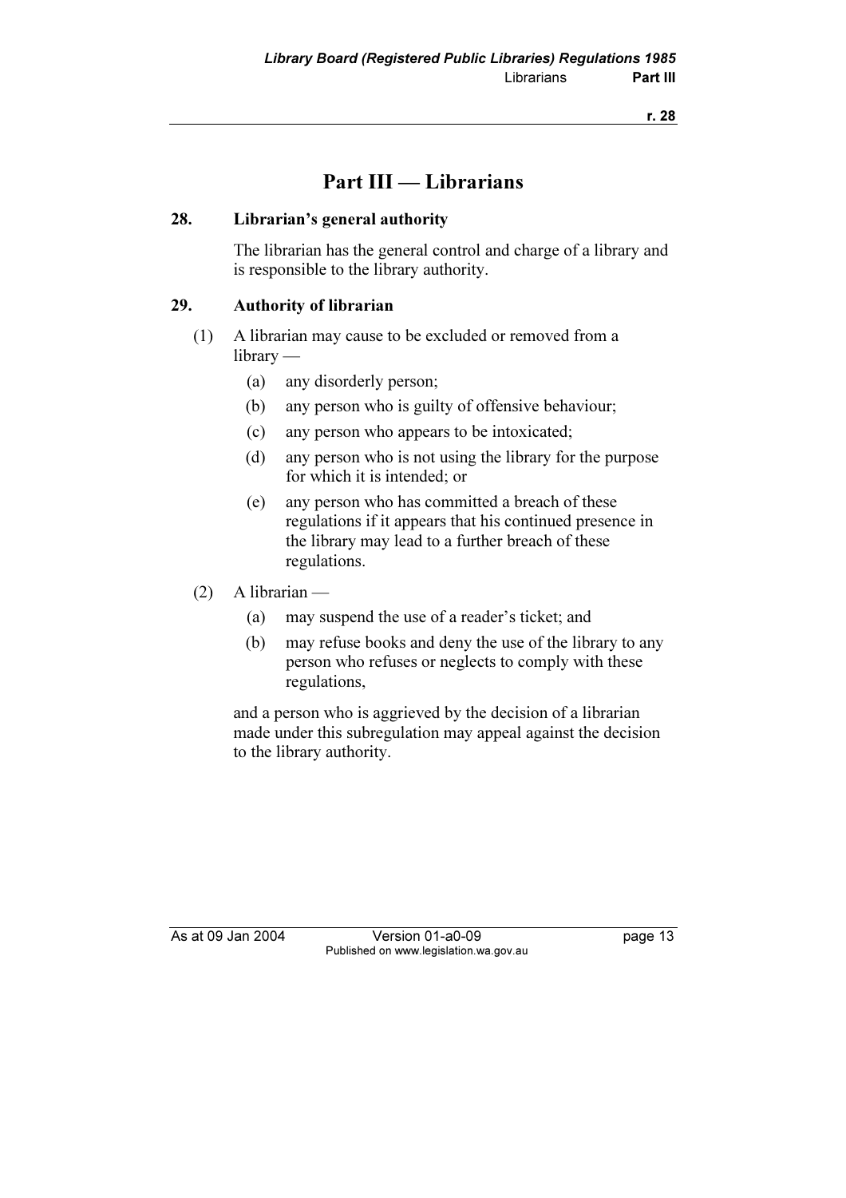# Part III — Librarians

### 28. Librarian's general authority

The librarian has the general control and charge of a library and is responsible to the library authority.

### 29. Authority of librarian

(1) A librarian may cause to be excluded or removed from a library —

- (a) any disorderly person;
- (b) any person who is guilty of offensive behaviour;
- (c) any person who appears to be intoxicated;
- (d) any person who is not using the library for the purpose for which it is intended; or
- (e) any person who has committed a breach of these regulations if it appears that his continued presence in the library may lead to a further breach of these regulations.

(2) A librarian —

- (a) may suspend the use of a reader's ticket; and
- (b) may refuse books and deny the use of the library to any person who refuses or neglects to comply with these regulations,

and a person who is aggrieved by the decision of a librarian made under this subregulation may appeal against the decision to the library authority.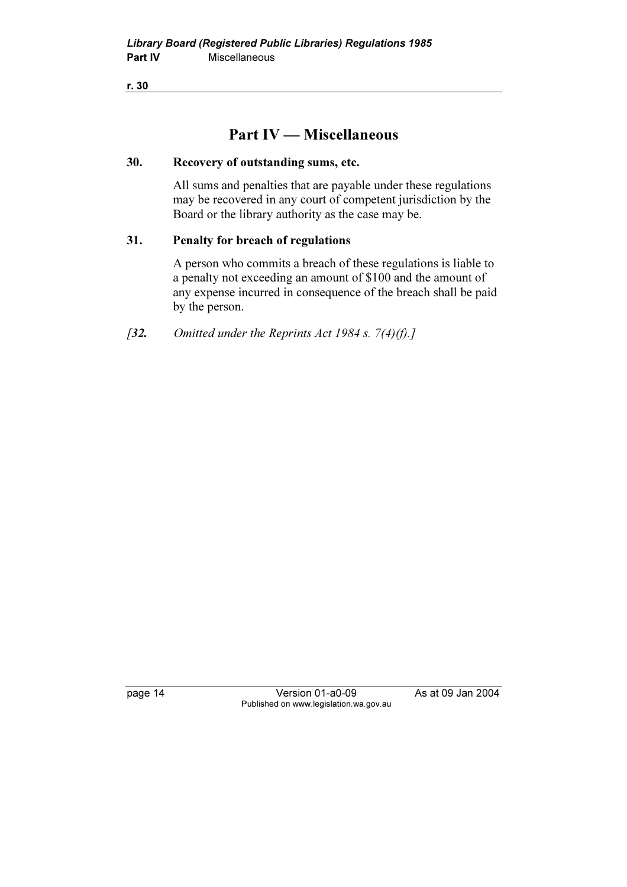## Part IV — Miscellaneous

### 30. Recovery of outstanding sums, etc.

All sums and penalties that are payable under these regulations may be recovered in any court of competent jurisdiction by the Board or the library authority as the case may be.

### 31. Penalty for breach of regulations

A person who commits a breach of these regulations is liable to a penalty not exceeding an amount of $100 and the amount of any expense incurred in consequence of the breach shall be paid by the person.

*[**32.** Omitted under the Reprints Act 1984 s. 7(4)(f).]*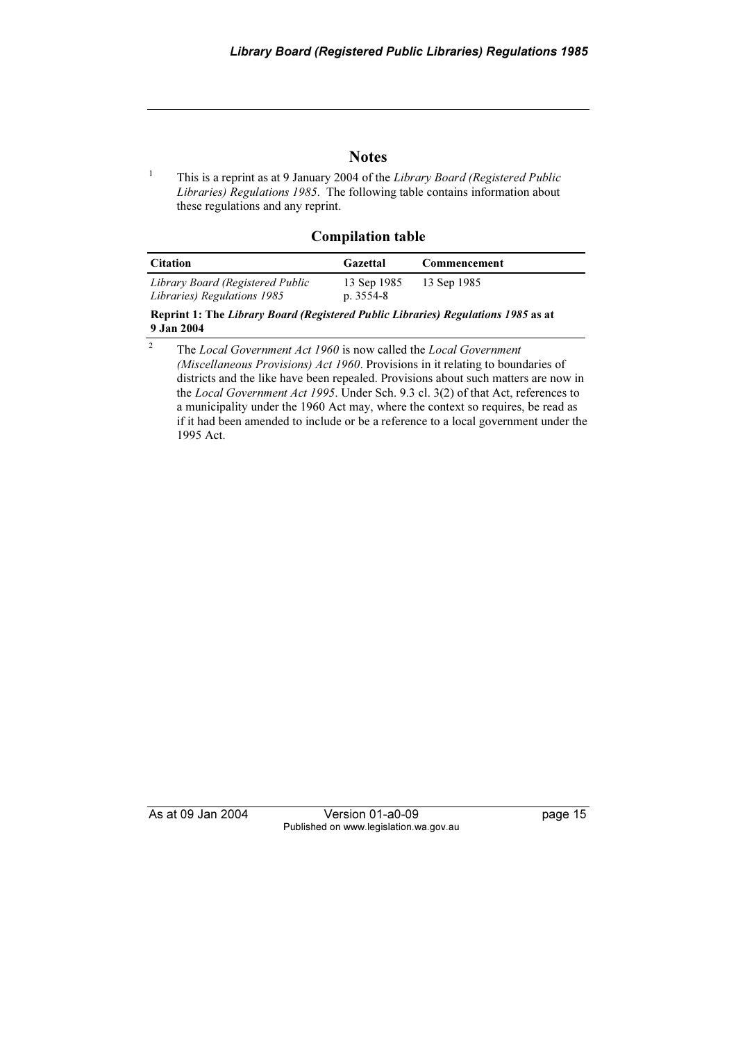## Notes

[1] This is a reprint as at 9 January 2004 of the *Library Board (Registered Public Libraries) Regulations 1985*. The following table contains information about these regulations and any reprint.

### Compilation table

| Citation | Gazettal | Commencement |
|---|---|---|
| *Library Board (Registered Public Libraries) Regulations 1985* | 13 Sep 1985 p. 3554-8 | 13 Sep 1985 |
| **Reprint 1: The *Library Board (Registered Public Libraries) Regulations 1985* as at 9 Jan 2004** | | |

[2] The *Local Government Act 1960* is now called the *Local Government (Miscellaneous Provisions) Act 1960*. Provisions in it relating to boundaries of districts and the like have been repealed. Provisions about such matters are now in the *Local Government Act 1995*. Under Sch. 9.3 cl. 3(2) of that Act, references to a municipality under the 1960 Act may, where the context so requires, be read as if it had been amended to include or be a reference to a local government under the 1995 Act.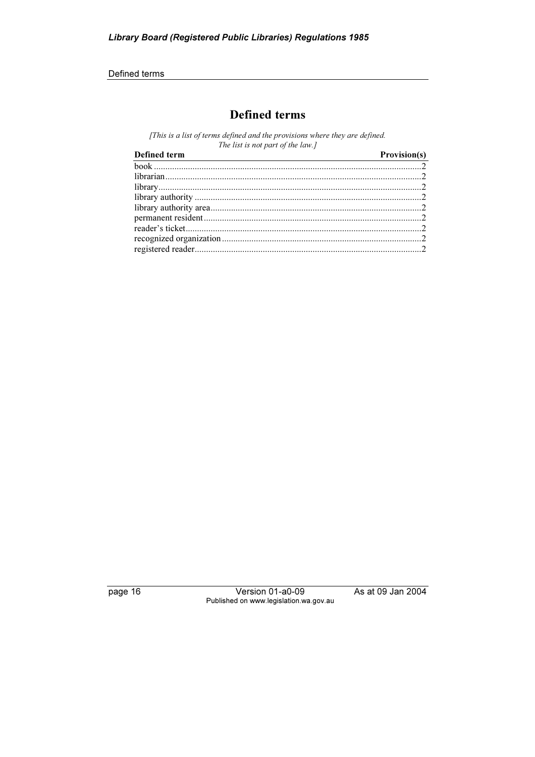# Defined terms

*[This is a list of terms defined and the provisions where they are defined. The list is not part of the law.]*

| Defined term | Provision(s) |
|---|---|
| book | 2 |
| librarian | 2 |
| library | 2 |
| library authority | 2 |
| library authority area | 2 |
| permanent resident | 2 |
| reader's ticket | 2 |
| recognized organization | 2 |
| registered reader | 2 |